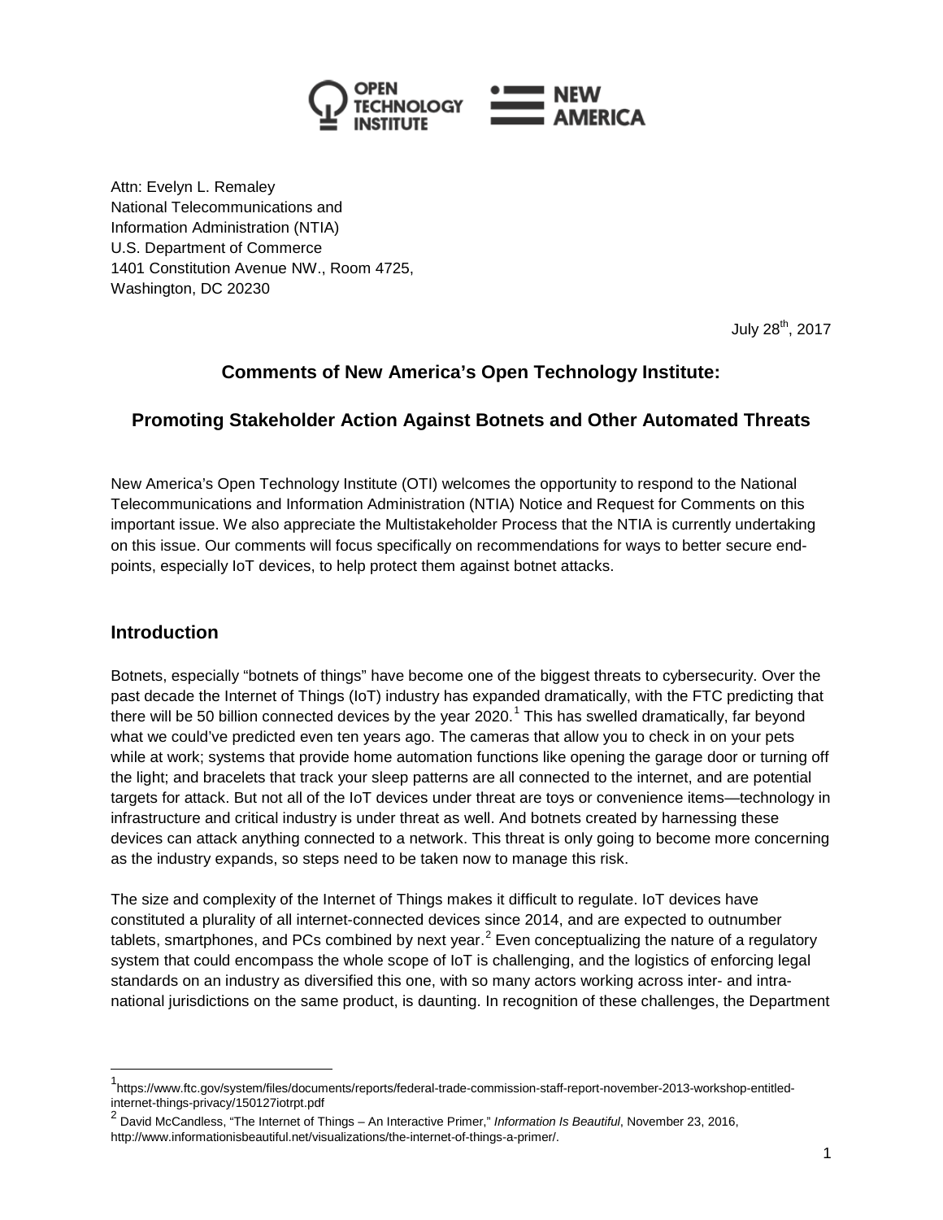Attn: Evelyn L. Remaley
National Telecommunications and
Information Administration (NTIA)
U.S. Department of Commerce
1401 Constitution Avenue NW., Room 4725,
Washington, DC 20230

July 28th, 2017

## Comments of New America's Open Technology Institute:

## Promoting Stakeholder Action Against Botnets and Other Automated Threats

New America's Open Technology Institute (OTI) welcomes the opportunity to respond to the National Telecommunications and Information Administration (NTIA) Notice and Request for Comments on this important issue. We also appreciate the Multistakeholder Process that the NTIA is currently undertaking on this issue. Our comments will focus specifically on recommendations for ways to better secure end-points, especially IoT devices, to help protect them against botnet attacks.

## Introduction

Botnets, especially "botnets of things" have become one of the biggest threats to cybersecurity. Over the past decade the Internet of Things (IoT) industry has expanded dramatically, with the FTC predicting that there will be 50 billion connected devices by the year 2020.[1] This has swelled dramatically, far beyond what we could've predicted even ten years ago. The cameras that allow you to check in on your pets while at work; systems that provide home automation functions like opening the garage door or turning off the light; and bracelets that track your sleep patterns are all connected to the internet, and are potential targets for attack. But not all of the IoT devices under threat are toys or convenience items—technology in infrastructure and critical industry is under threat as well. And botnets created by harnessing these devices can attack anything connected to a network. This threat is only going to become more concerning as the industry expands, so steps need to be taken now to manage this risk.

The size and complexity of the Internet of Things makes it difficult to regulate. IoT devices have constituted a plurality of all internet-connected devices since 2014, and are expected to outnumber tablets, smartphones, and PCs combined by next year.[2] Even conceptualizing the nature of a regulatory system that could encompass the whole scope of IoT is challenging, and the logistics of enforcing legal standards on an industry as diversified this one, with so many actors working across inter- and intra-national jurisdictions on the same product, is daunting. In recognition of these challenges, the Department

---

[1] https://www.ftc.gov/system/files/documents/reports/federal-trade-commission-staff-report-november-2013-workshop-entitled-internet-things-privacy/150127iotrpt.pdf

[2] David McCandless, "The Internet of Things – An Interactive Primer," *Information Is Beautiful*, November 23, 2016, http://www.informationisbeautiful.net/visualizations/the-internet-of-things-a-primer/.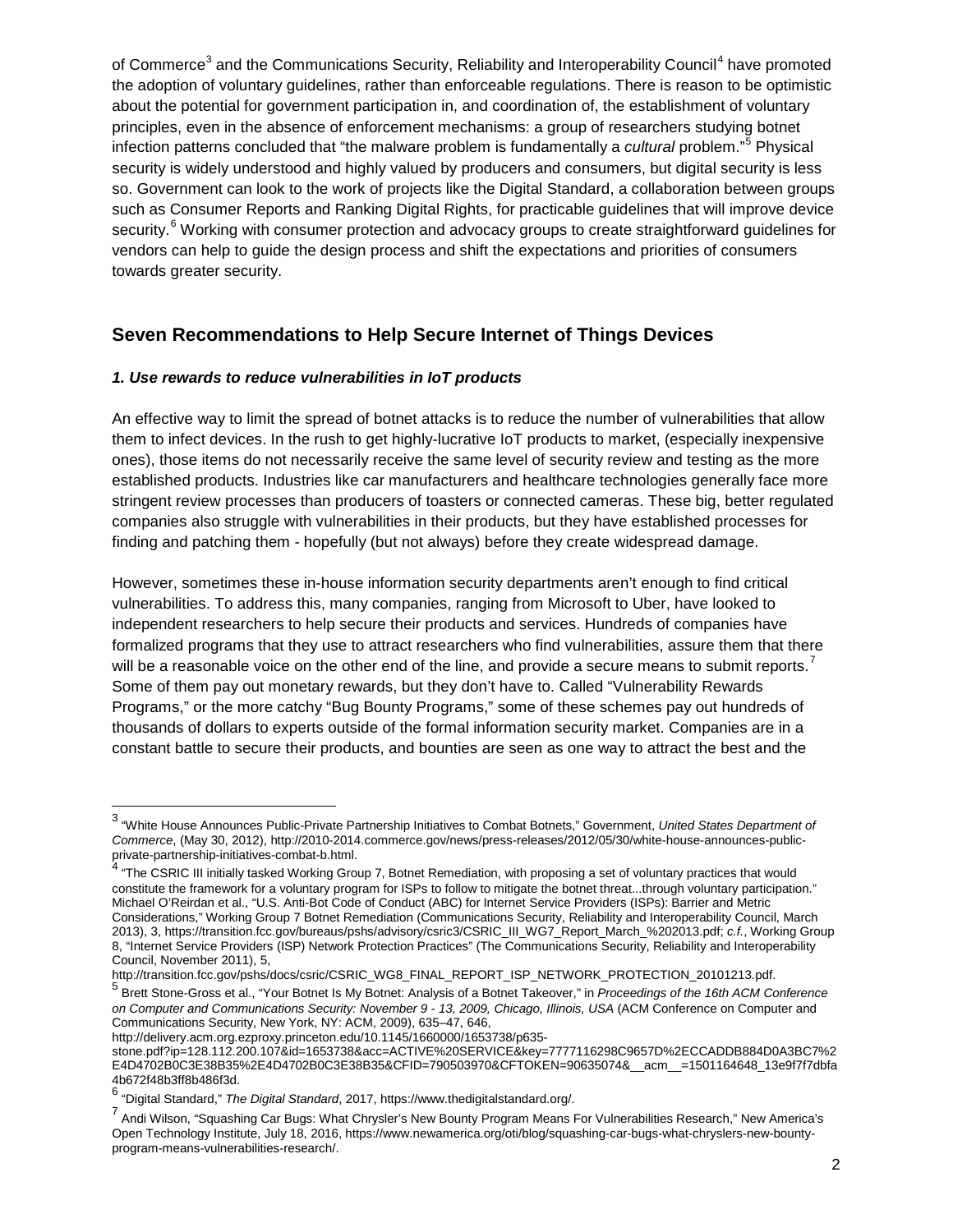of Commerce[3] and the Communications Security, Reliability and Interoperability Council[4] have promoted the adoption of voluntary guidelines, rather than enforceable regulations. There is reason to be optimistic about the potential for government participation in, and coordination of, the establishment of voluntary principles, even in the absence of enforcement mechanisms: a group of researchers studying botnet infection patterns concluded that "the malware problem is fundamentally a *cultural* problem."[5] Physical security is widely understood and highly valued by producers and consumers, but digital security is less so. Government can look to the work of projects like the Digital Standard, a collaboration between groups such as Consumer Reports and Ranking Digital Rights, for practicable guidelines that will improve device security.[6] Working with consumer protection and advocacy groups to create straightforward guidelines for vendors can help to guide the design process and shift the expectations and priorities of consumers towards greater security.

## Seven Recommendations to Help Secure Internet of Things Devices

### *1. Use rewards to reduce vulnerabilities in IoT products*

An effective way to limit the spread of botnet attacks is to reduce the number of vulnerabilities that allow them to infect devices. In the rush to get highly-lucrative IoT products to market, (especially inexpensive ones), those items do not necessarily receive the same level of security review and testing as the more established products. Industries like car manufacturers and healthcare technologies generally face more stringent review processes than producers of toasters or connected cameras. These big, better regulated companies also struggle with vulnerabilities in their products, but they have established processes for finding and patching them - hopefully (but not always) before they create widespread damage.

However, sometimes these in-house information security departments aren't enough to find critical vulnerabilities. To address this, many companies, ranging from Microsoft to Uber, have looked to independent researchers to help secure their products and services. Hundreds of companies have formalized programs that they use to attract researchers who find vulnerabilities, assure them that there will be a reasonable voice on the other end of the line, and provide a secure means to submit reports.[7] Some of them pay out monetary rewards, but they don't have to. Called "Vulnerability Rewards Programs," or the more catchy "Bug Bounty Programs," some of these schemes pay out hundreds of thousands of dollars to experts outside of the formal information security market. Companies are in a constant battle to secure their products, and bounties are seen as one way to attract the best and the

---

[3] "White House Announces Public-Private Partnership Initiatives to Combat Botnets," Government, *United States Department of Commerce*, (May 30, 2012), http://2010-2014.commerce.gov/news/press-releases/2012/05/30/white-house-announces-public-private-partnership-initiatives-combat-b.html.

[4] "The CSRIC III initially tasked Working Group 7, Botnet Remediation, with proposing a set of voluntary practices that would constitute the framework for a voluntary program for ISPs to follow to mitigate the botnet threat...through voluntary participation." Michael O'Reirdan et al., "U.S. Anti-Bot Code of Conduct (ABC) for Internet Service Providers (ISPs): Barrier and Metric Considerations," Working Group 7 Botnet Remediation (Communications Security, Reliability and Interoperability Council, March 2013), 3, https://transition.fcc.gov/bureaus/pshs/advisory/csric3/CSRIC_III_WG7_Report_March_%202013.pdf; *c.f.*, Working Group 8, "Internet Service Providers (ISP) Network Protection Practices" (The Communications Security, Reliability and Interoperability Council, November 2011), 5, http://transition.fcc.gov/pshs/docs/csric/CSRIC_WG8_FINAL_REPORT_ISP_NETWORK_PROTECTION_20101213.pdf.

[5] Brett Stone-Gross et al., "Your Botnet Is My Botnet: Analysis of a Botnet Takeover," in *Proceedings of the 16th ACM Conference on Computer and Communications Security: November 9 - 13, 2009, Chicago, Illinois, USA* (ACM Conference on Computer and Communications Security, New York, NY: ACM, 2009), 635–47, 646, http://delivery.acm.org.ezproxy.princeton.edu/10.1145/1660000/1653738/p635-stone.pdf?ip=128.112.200.107&id=1653738&acc=ACTIVE%20SERVICE&key=7777116298C9657D%2ECCADDB884D0A3BC7%2E4D4702B0C3E38B35%2E4D4702B0C3E38B35&CFID=790503970&CFTOKEN=90635074&__acm__=1501164648_13e9f7f7dbfa4b672f48b3ff8b486f3d.

[6] "Digital Standard," *The Digital Standard*, 2017, https://www.thedigitalstandard.org/.

[7] Andi Wilson, "Squashing Car Bugs: What Chrysler's New Bounty Program Means For Vulnerabilities Research," New America's Open Technology Institute, July 18, 2016, https://www.newamerica.org/oti/blog/squashing-car-bugs-what-chryslers-new-bounty-program-means-vulnerabilities-research/.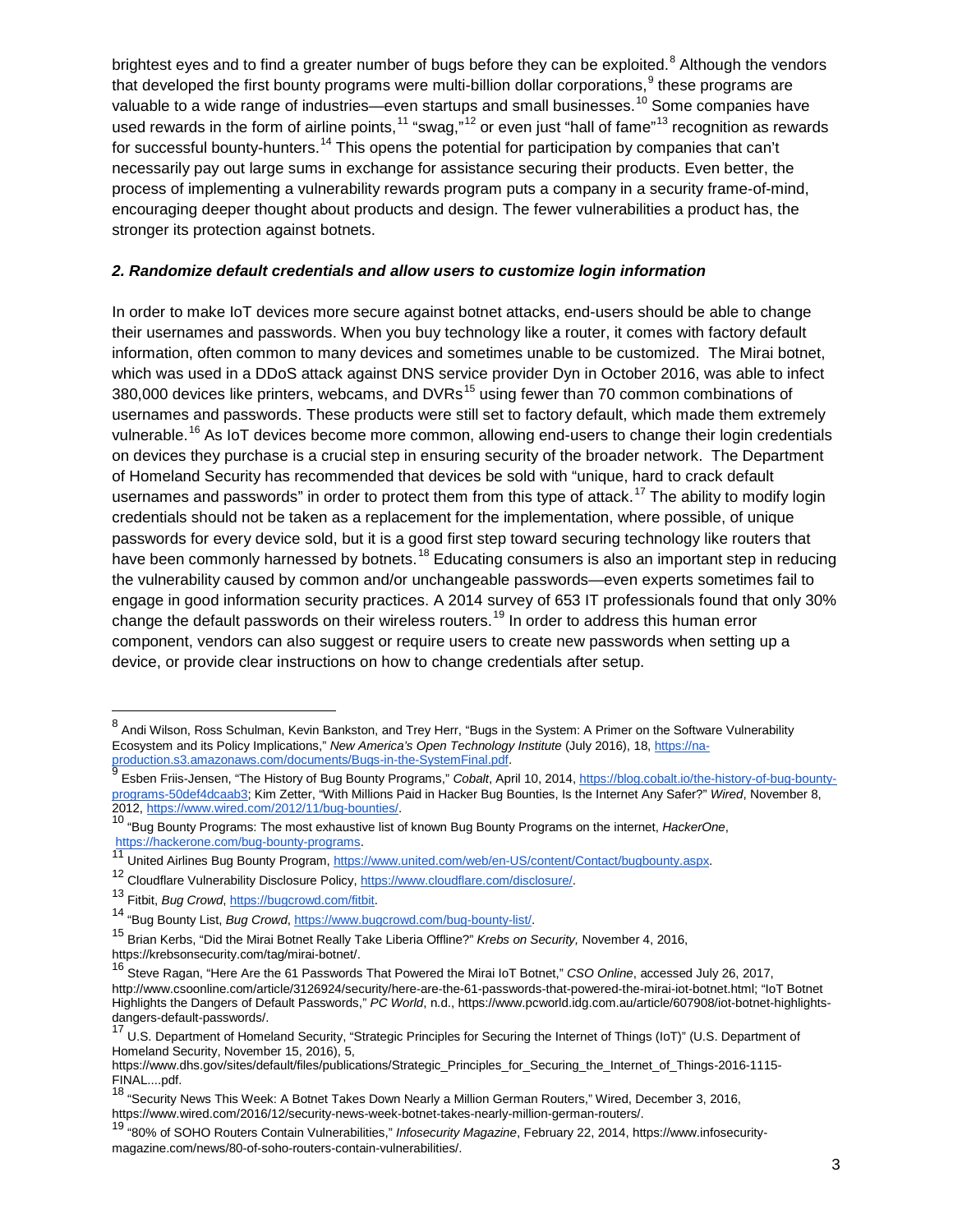brightest eyes and to find a greater number of bugs before they can be exploited.[8] Although the vendors that developed the first bounty programs were multi-billion dollar corporations,[9] these programs are valuable to a wide range of industries—even startups and small businesses.[10] Some companies have used rewards in the form of airline points,[11] "swag,"[12] or even just "hall of fame"[13] recognition as rewards for successful bounty-hunters.[14] This opens the potential for participation by companies that can't necessarily pay out large sums in exchange for assistance securing their products. Even better, the process of implementing a vulnerability rewards program puts a company in a security frame-of-mind, encouraging deeper thought about products and design. The fewer vulnerabilities a product has, the stronger its protection against botnets.

### *2. Randomize default credentials and allow users to customize login information*

In order to make IoT devices more secure against botnet attacks, end-users should be able to change their usernames and passwords. When you buy technology like a router, it comes with factory default information, often common to many devices and sometimes unable to be customized. The Mirai botnet, which was used in a DDoS attack against DNS service provider Dyn in October 2016, was able to infect 380,000 devices like printers, webcams, and DVRs[15] using fewer than 70 common combinations of usernames and passwords. These products were still set to factory default, which made them extremely vulnerable.[16] As IoT devices become more common, allowing end-users to change their login credentials on devices they purchase is a crucial step in ensuring security of the broader network. The Department of Homeland Security has recommended that devices be sold with "unique, hard to crack default usernames and passwords" in order to protect them from this type of attack.[17] The ability to modify login credentials should not be taken as a replacement for the implementation, where possible, of unique passwords for every device sold, but it is a good first step toward securing technology like routers that have been commonly harnessed by botnets.[18] Educating consumers is also an important step in reducing the vulnerability caused by common and/or unchangeable passwords—even experts sometimes fail to engage in good information security practices. A 2014 survey of 653 IT professionals found that only 30% change the default passwords on their wireless routers.[19] In order to address this human error component, vendors can also suggest or require users to create new passwords when setting up a device, or provide clear instructions on how to change credentials after setup.

---

[8] Andi Wilson, Ross Schulman, Kevin Bankston, and Trey Herr, "Bugs in the System: A Primer on the Software Vulnerability Ecosystem and its Policy Implications," *New America's Open Technology Institute* (July 2016), 18, https://na-production.s3.amazonaws.com/documents/Bugs-in-the-SystemFinal.pdf.

[9] Esben Friis-Jensen, "The History of Bug Bounty Programs," *Cobalt*, April 10, 2014, https://blog.cobalt.io/the-history-of-bug-bounty-programs-50def4dcaab3; Kim Zetter, "With Millions Paid in Hacker Bug Bounties, Is the Internet Any Safer?" *Wired*, November 8, 2012, https://www.wired.com/2012/11/bug-bounties/.

[10] "Bug Bounty Programs: The most exhaustive list of known Bug Bounty Programs on the internet, *HackerOne*, https://hackerone.com/bug-bounty-programs.

[11] United Airlines Bug Bounty Program, https://www.united.com/web/en-US/content/Contact/bugbounty.aspx.

[12] Cloudflare Vulnerability Disclosure Policy, https://www.cloudflare.com/disclosure/.

[13] Fitbit, *Bug Crowd*, https://bugcrowd.com/fitbit.

[14] "Bug Bounty List, *Bug Crowd*, https://www.bugcrowd.com/bug-bounty-list/.

[15] Brian Kerbs, "Did the Mirai Botnet Really Take Liberia Offline?" *Krebs on Security,* November 4, 2016, https://krebsonsecurity.com/tag/mirai-botnet/.

[16] Steve Ragan, "Here Are the 61 Passwords That Powered the Mirai IoT Botnet," *CSO Online*, accessed July 26, 2017, http://www.csoonline.com/article/3126924/security/here-are-the-61-passwords-that-powered-the-mirai-iot-botnet.html; "IoT Botnet Highlights the Dangers of Default Passwords," *PC World*, n.d., https://www.pcworld.idg.com.au/article/607908/iot-botnet-highlights-dangers-default-passwords/.

[17] U.S. Department of Homeland Security, "Strategic Principles for Securing the Internet of Things (IoT)" (U.S. Department of Homeland Security, November 15, 2016), 5, https://www.dhs.gov/sites/default/files/publications/Strategic_Principles_for_Securing_the_Internet_of_Things-2016-1115-FINAL....pdf.

[18] "Security News This Week: A Botnet Takes Down Nearly a Million German Routers," Wired, December 3, 2016, https://www.wired.com/2016/12/security-news-week-botnet-takes-nearly-million-german-routers/.

[19] "80% of SOHO Routers Contain Vulnerabilities," *Infosecurity Magazine*, February 22, 2014, https://www.infosecurity-magazine.com/news/80-of-soho-routers-contain-vulnerabilities/.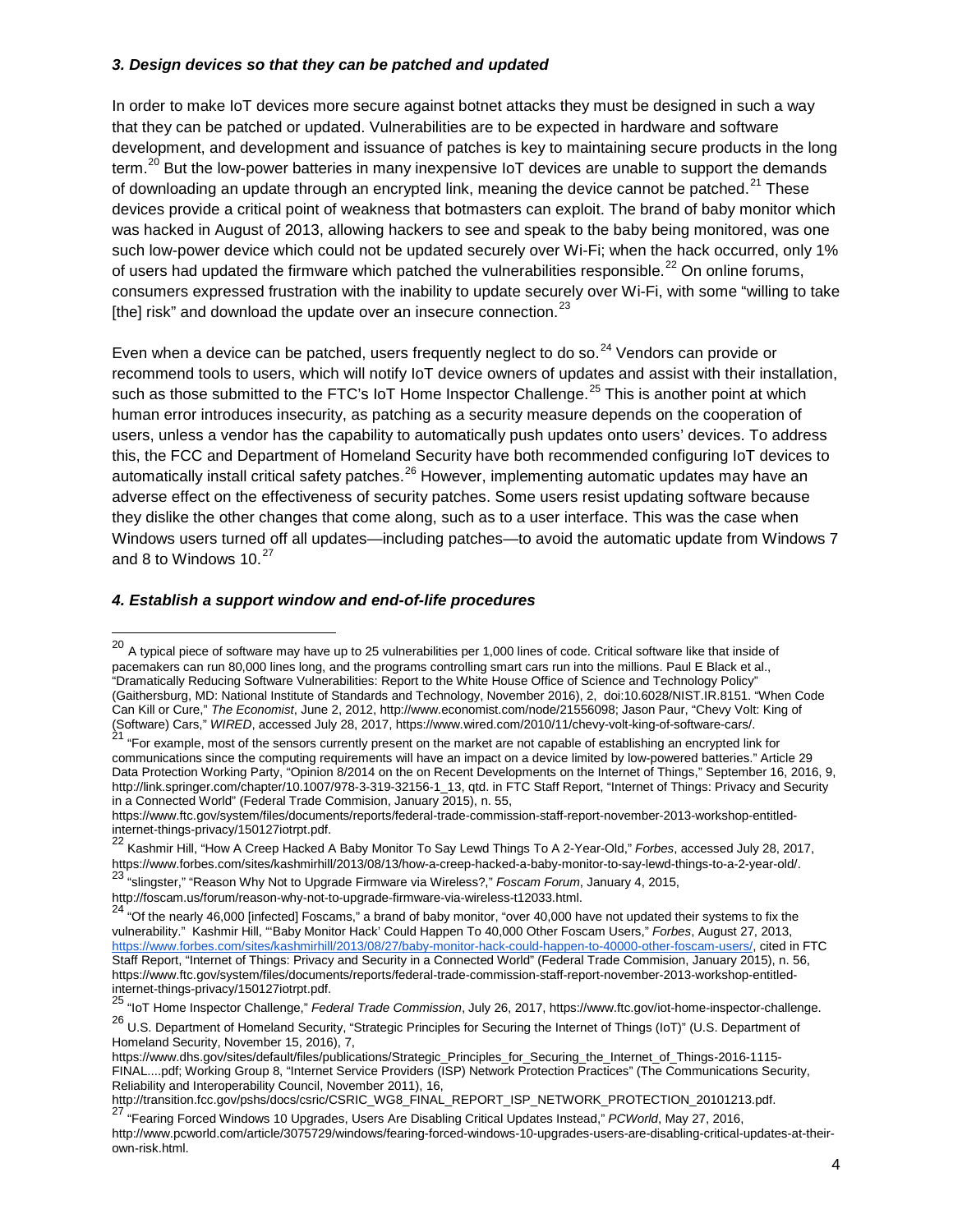### *3. Design devices so that they can be patched and updated*

In order to make IoT devices more secure against botnet attacks they must be designed in such a way that they can be patched or updated. Vulnerabilities are to be expected in hardware and software development, and development and issuance of patches is key to maintaining secure products in the long term.[20] But the low-power batteries in many inexpensive IoT devices are unable to support the demands of downloading an update through an encrypted link, meaning the device cannot be patched.[21] These devices provide a critical point of weakness that botmasters can exploit. The brand of baby monitor which was hacked in August of 2013, allowing hackers to see and speak to the baby being monitored, was one such low-power device which could not be updated securely over Wi-Fi; when the hack occurred, only 1% of users had updated the firmware which patched the vulnerabilities responsible.[22] On online forums, consumers expressed frustration with the inability to update securely over Wi-Fi, with some "willing to take [the] risk" and download the update over an insecure connection.[23]

Even when a device can be patched, users frequently neglect to do so.[24] Vendors can provide or recommend tools to users, which will notify IoT device owners of updates and assist with their installation, such as those submitted to the FTC's IoT Home Inspector Challenge.[25] This is another point at which human error introduces insecurity, as patching as a security measure depends on the cooperation of users, unless a vendor has the capability to automatically push updates onto users' devices. To address this, the FCC and Department of Homeland Security have both recommended configuring IoT devices to automatically install critical safety patches.[26] However, implementing automatic updates may have an adverse effect on the effectiveness of security patches. Some users resist updating software because they dislike the other changes that come along, such as to a user interface. This was the case when Windows users turned off all updates—including patches—to avoid the automatic update from Windows 7 and 8 to Windows 10.[27]

### *4. Establish a support window and end-of-life procedures*

---

[20] A typical piece of software may have up to 25 vulnerabilities per 1,000 lines of code. Critical software like that inside of pacemakers can run 80,000 lines long, and the programs controlling smart cars run into the millions. Paul E Black et al., "Dramatically Reducing Software Vulnerabilities: Report to the White House Office of Science and Technology Policy" (Gaithersburg, MD: National Institute of Standards and Technology, November 2016), 2, doi:10.6028/NIST.IR.8151. "When Code Can Kill or Cure," *The Economist*, June 2, 2012, http://www.economist.com/node/21556098; Jason Paur, "Chevy Volt: King of (Software) Cars," *WIRED*, accessed July 28, 2017, https://www.wired.com/2010/11/chevy-volt-king-of-software-cars/.

[21] "For example, most of the sensors currently present on the market are not capable of establishing an encrypted link for communications since the computing requirements will have an impact on a device limited by low-powered batteries." Article 29 Data Protection Working Party, "Opinion 8/2014 on the on Recent Developments on the Internet of Things," September 16, 2016, 9, http://link.springer.com/chapter/10.1007/978-3-319-32156-1_13, qtd. in FTC Staff Report, "Internet of Things: Privacy and Security in a Connected World" (Federal Trade Commision, January 2015), n. 55, https://www.ftc.gov/system/files/documents/reports/federal-trade-commission-staff-report-november-2013-workshop-entitled-internet-things-privacy/150127iotrpt.pdf.

[22] Kashmir Hill, "How A Creep Hacked A Baby Monitor To Say Lewd Things To A 2-Year-Old," *Forbes*, accessed July 28, 2017, https://www.forbes.com/sites/kashmirhill/2013/08/13/how-a-creep-hacked-a-baby-monitor-to-say-lewd-things-to-a-2-year-old/.

[23] "slingster," "Reason Why Not to Upgrade Firmware via Wireless?," *Foscam Forum*, January 4, 2015, http://foscam.us/forum/reason-why-not-to-upgrade-firmware-via-wireless-t12033.html.

[24] "Of the nearly 46,000 [infected] Foscams," a brand of baby monitor, "over 40,000 have not updated their systems to fix the vulnerability." Kashmir Hill, "'Baby Monitor Hack' Could Happen To 40,000 Other Foscam Users," *Forbes*, August 27, 2013, https://www.forbes.com/sites/kashmirhill/2013/08/27/baby-monitor-hack-could-happen-to-40000-other-foscam-users/, cited in FTC Staff Report, "Internet of Things: Privacy and Security in a Connected World" (Federal Trade Commision, January 2015), n. 56, https://www.ftc.gov/system/files/documents/reports/federal-trade-commission-staff-report-november-2013-workshop-entitled-internet-things-privacy/150127iotrpt.pdf.

[25] "IoT Home Inspector Challenge," *Federal Trade Commission*, July 26, 2017, https://www.ftc.gov/iot-home-inspector-challenge.

[26] U.S. Department of Homeland Security, "Strategic Principles for Securing the Internet of Things (IoT)" (U.S. Department of Homeland Security, November 15, 2016), 7, https://www.dhs.gov/sites/default/files/publications/Strategic_Principles_for_Securing_the_Internet_of_Things-2016-1115-FINAL....pdf; Working Group 8, "Internet Service Providers (ISP) Network Protection Practices" (The Communications Security, Reliability and Interoperability Council, November 2011), 16, http://transition.fcc.gov/pshs/docs/csric/CSRIC_WG8_FINAL_REPORT_ISP_NETWORK_PROTECTION_20101213.pdf.

[27] "Fearing Forced Windows 10 Upgrades, Users Are Disabling Critical Updates Instead," *PCWorld*, May 27, 2016, http://www.pcworld.com/article/3075729/windows/fearing-forced-windows-10-upgrades-users-are-disabling-critical-updates-at-their-own-risk.html.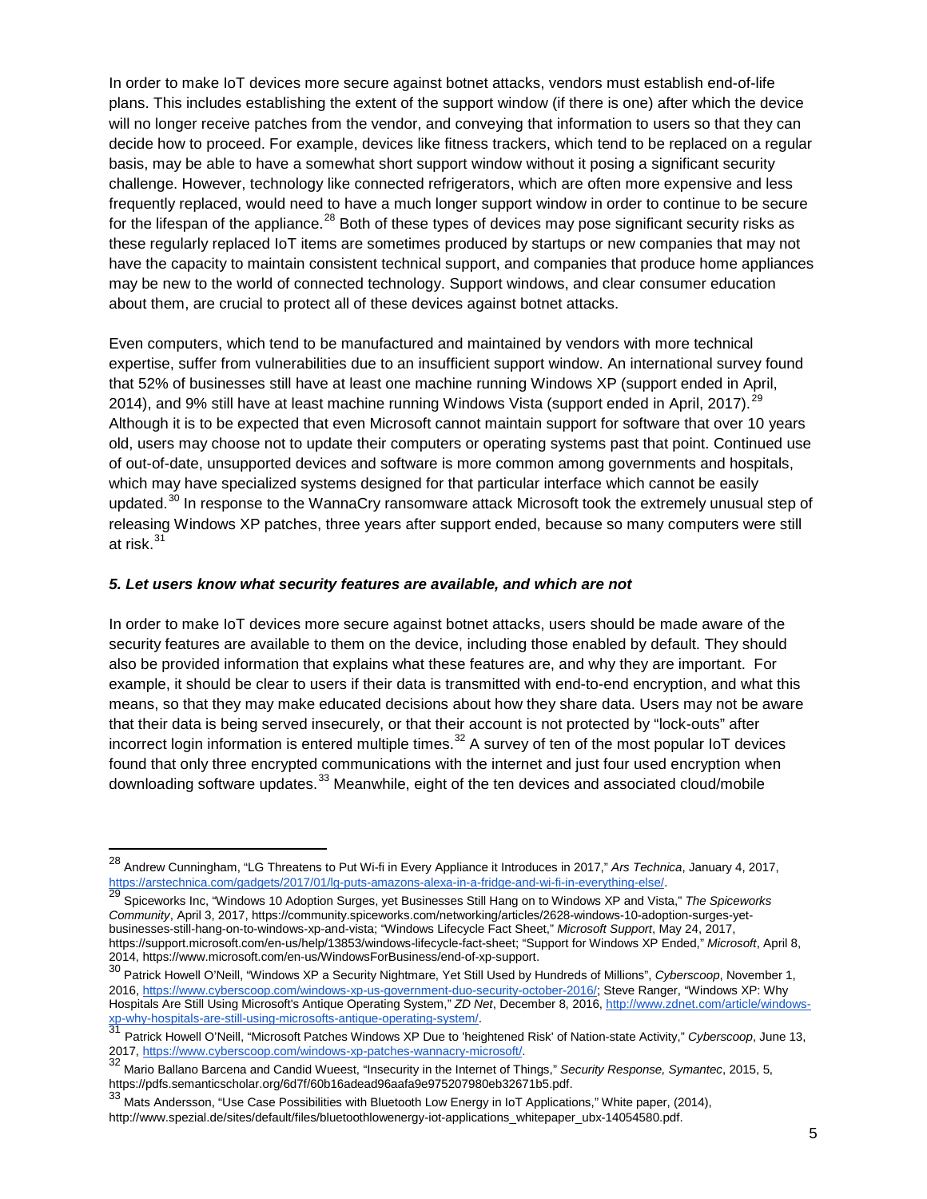In order to make IoT devices more secure against botnet attacks, vendors must establish end-of-life plans. This includes establishing the extent of the support window (if there is one) after which the device will no longer receive patches from the vendor, and conveying that information to users so that they can decide how to proceed. For example, devices like fitness trackers, which tend to be replaced on a regular basis, may be able to have a somewhat short support window without it posing a significant security challenge. However, technology like connected refrigerators, which are often more expensive and less frequently replaced, would need to have a much longer support window in order to continue to be secure for the lifespan of the appliance.[28] Both of these types of devices may pose significant security risks as these regularly replaced IoT items are sometimes produced by startups or new companies that may not have the capacity to maintain consistent technical support, and companies that produce home appliances may be new to the world of connected technology. Support windows, and clear consumer education about them, are crucial to protect all of these devices against botnet attacks.

Even computers, which tend to be manufactured and maintained by vendors with more technical expertise, suffer from vulnerabilities due to an insufficient support window. An international survey found that 52% of businesses still have at least one machine running Windows XP (support ended in April, 2014), and 9% still have at least machine running Windows Vista (support ended in April, 2017).[29] Although it is to be expected that even Microsoft cannot maintain support for software that over 10 years old, users may choose not to update their computers or operating systems past that point. Continued use of out-of-date, unsupported devices and software is more common among governments and hospitals, which may have specialized systems designed for that particular interface which cannot be easily updated.[30] In response to the WannaCry ransomware attack Microsoft took the extremely unusual step of releasing Windows XP patches, three years after support ended, because so many computers were still at risk.[31]

### *5. Let users know what security features are available, and which are not*

In order to make IoT devices more secure against botnet attacks, users should be made aware of the security features are available to them on the device, including those enabled by default. They should also be provided information that explains what these features are, and why they are important. For example, it should be clear to users if their data is transmitted with end-to-end encryption, and what this means, so that they may make educated decisions about how they share data. Users may not be aware that their data is being served insecurely, or that their account is not protected by "lock-outs" after incorrect login information is entered multiple times.[32] A survey of ten of the most popular IoT devices found that only three encrypted communications with the internet and just four used encryption when downloading software updates.[33] Meanwhile, eight of the ten devices and associated cloud/mobile

---

[28] Andrew Cunningham, "LG Threatens to Put Wi-fi in Every Appliance it Introduces in 2017," *Ars Technica*, January 4, 2017, https://arstechnica.com/gadgets/2017/01/lg-puts-amazons-alexa-in-a-fridge-and-wi-fi-in-everything-else/.

[29] Spiceworks Inc, "Windows 10 Adoption Surges, yet Businesses Still Hang on to Windows XP and Vista," *The Spiceworks Community*, April 3, 2017, https://community.spiceworks.com/networking/articles/2628-windows-10-adoption-surges-yet-businesses-still-hang-on-to-windows-xp-and-vista; "Windows Lifecycle Fact Sheet," *Microsoft Support*, May 24, 2017, https://support.microsoft.com/en-us/help/13853/windows-lifecycle-fact-sheet; "Support for Windows XP Ended," *Microsoft*, April 8, 2014, https://www.microsoft.com/en-us/WindowsForBusiness/end-of-xp-support.

[30] Patrick Howell O'Neill, "Windows XP a Security Nightmare, Yet Still Used by Hundreds of Millions", *Cyberscoop*, November 1, 2016, https://www.cyberscoop.com/windows-xp-us-government-duo-security-october-2016/; Steve Ranger, "Windows XP: Why Hospitals Are Still Using Microsoft's Antique Operating System," *ZD Net*, December 8, 2016, http://www.zdnet.com/article/windows-xp-why-hospitals-are-still-using-microsofts-antique-operating-system/.

[31] Patrick Howell O'Neill, "Microsoft Patches Windows XP Due to 'heightened Risk' of Nation-state Activity," *Cyberscoop*, June 13, 2017, https://www.cyberscoop.com/windows-xp-patches-wannacry-microsoft/.

[32] Mario Ballano Barcena and Candid Wueest, "Insecurity in the Internet of Things," *Security Response, Symantec*, 2015, 5, https://pdfs.semanticscholar.org/6d7f/60b16adead96aafa9e975207980eb32671b5.pdf.

[33] Mats Andersson, "Use Case Possibilities with Bluetooth Low Energy in IoT Applications," White paper, (2014), http://www.spezial.de/sites/default/files/bluetoothlowenergy-iot-applications_whitepaper_ubx-14054580.pdf.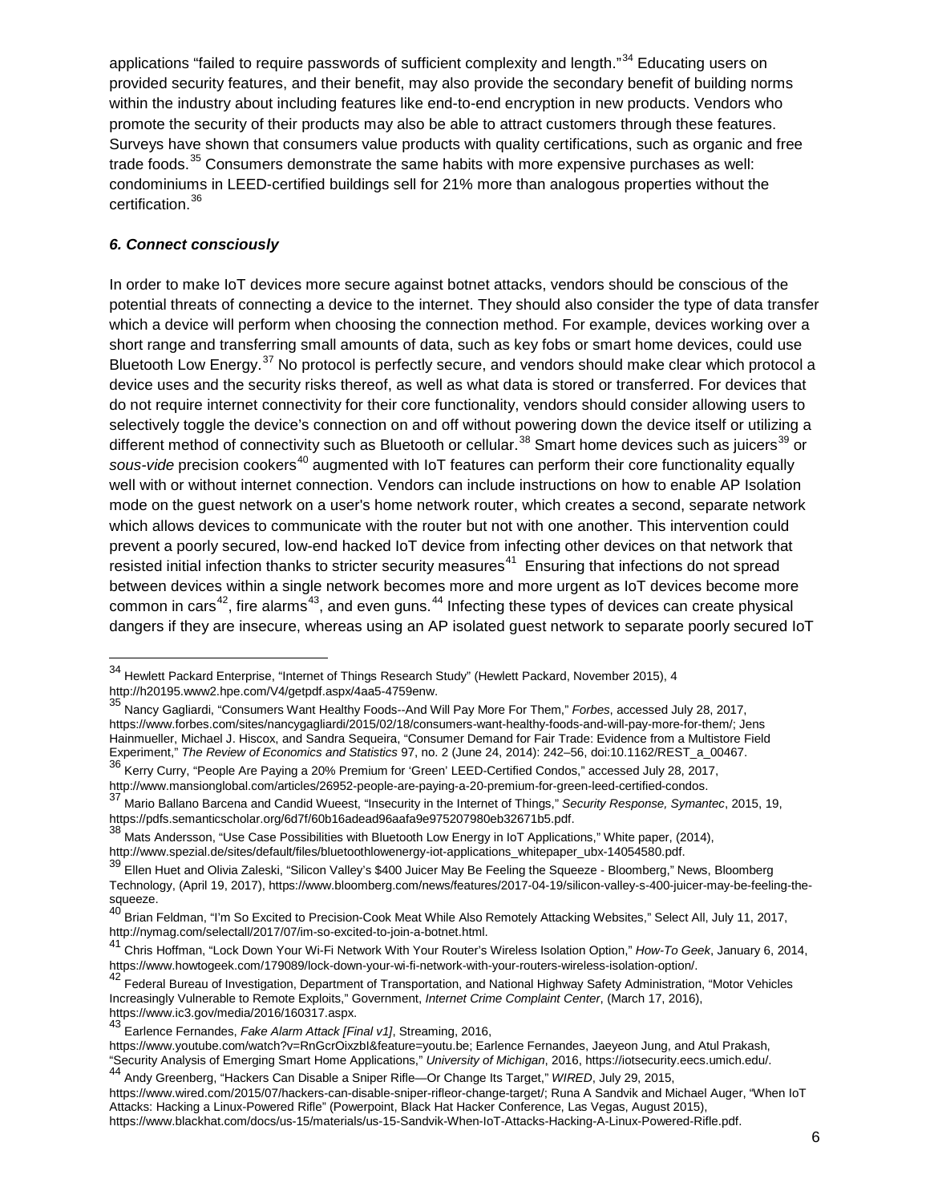applications "failed to require passwords of sufficient complexity and length."[34] Educating users on provided security features, and their benefit, may also provide the secondary benefit of building norms within the industry about including features like end-to-end encryption in new products. Vendors who promote the security of their products may also be able to attract customers through these features. Surveys have shown that consumers value products with quality certifications, such as organic and free trade foods.[35] Consumers demonstrate the same habits with more expensive purchases as well: condominiums in LEED-certified buildings sell for 21% more than analogous properties without the certification.[36]

### *6. Connect consciously*

In order to make IoT devices more secure against botnet attacks, vendors should be conscious of the potential threats of connecting a device to the internet. They should also consider the type of data transfer which a device will perform when choosing the connection method. For example, devices working over a short range and transferring small amounts of data, such as key fobs or smart home devices, could use Bluetooth Low Energy.[37] No protocol is perfectly secure, and vendors should make clear which protocol a device uses and the security risks thereof, as well as what data is stored or transferred. For devices that do not require internet connectivity for their core functionality, vendors should consider allowing users to selectively toggle the device's connection on and off without powering down the device itself or utilizing a different method of connectivity such as Bluetooth or cellular.[38] Smart home devices such as juicers[39] or *sous-vide* precision cookers[40] augmented with IoT features can perform their core functionality equally well with or without internet connection. Vendors can include instructions on how to enable AP Isolation mode on the guest network on a user's home network router, which creates a second, separate network which allows devices to communicate with the router but not with one another. This intervention could prevent a poorly secured, low-end hacked IoT device from infecting other devices on that network that resisted initial infection thanks to stricter security measures[41] Ensuring that infections do not spread between devices within a single network becomes more and more urgent as IoT devices become more common in cars[42], fire alarms[43], and even guns.[44] Infecting these types of devices can create physical dangers if they are insecure, whereas using an AP isolated guest network to separate poorly secured IoT

---

[34] Hewlett Packard Enterprise, "Internet of Things Research Study" (Hewlett Packard, November 2015), 4 http://h20195.www2.hpe.com/V4/getpdf.aspx/4aa5-4759enw.

[35] Nancy Gagliardi, "Consumers Want Healthy Foods--And Will Pay More For Them," *Forbes*, accessed July 28, 2017, https://www.forbes.com/sites/nancygagliardi/2015/02/18/consumers-want-healthy-foods-and-will-pay-more-for-them/; Jens Hainmueller, Michael J. Hiscox, and Sandra Sequeira, "Consumer Demand for Fair Trade: Evidence from a Multistore Field Experiment," *The Review of Economics and Statistics* 97, no. 2 (June 24, 2014): 242–56, doi:10.1162/REST_a_00467.

[36] Kerry Curry, "People Are Paying a 20% Premium for 'Green' LEED-Certified Condos," accessed July 28, 2017, http://www.mansionglobal.com/articles/26952-people-are-paying-a-20-premium-for-green-leed-certified-condos.

[37] Mario Ballano Barcena and Candid Wueest, "Insecurity in the Internet of Things," *Security Response, Symantec*, 2015, 19, https://pdfs.semanticscholar.org/6d7f/60b16adead96aafa9e975207980eb32671b5.pdf.

[38] Mats Andersson, "Use Case Possibilities with Bluetooth Low Energy in IoT Applications," White paper, (2014), http://www.spezial.de/sites/default/files/bluetoothlowenergy-iot-applications_whitepaper_ubx-14054580.pdf.

[39] Ellen Huet and Olivia Zaleski, "Silicon Valley's $400 Juicer May Be Feeling the Squeeze - Bloomberg," News, Bloomberg Technology, (April 19, 2017), https://www.bloomberg.com/news/features/2017-04-19/silicon-valley-s-400-juicer-may-be-feeling-the-squeeze.

[40] Brian Feldman, "I'm So Excited to Precision-Cook Meat While Also Remotely Attacking Websites," Select All, July 11, 2017, http://nymag.com/selectall/2017/07/im-so-excited-to-join-a-botnet.html.

[41] Chris Hoffman, "Lock Down Your Wi-Fi Network With Your Router's Wireless Isolation Option," *How-To Geek*, January 6, 2014, https://www.howtogeek.com/179089/lock-down-your-wi-fi-network-with-your-routers-wireless-isolation-option/.

[42] Federal Bureau of Investigation, Department of Transportation, and National Highway Safety Administration, "Motor Vehicles Increasingly Vulnerable to Remote Exploits," Government, *Internet Crime Complaint Center*, (March 17, 2016), https://www.ic3.gov/media/2016/160317.aspx.

[43] Earlence Fernandes, *Fake Alarm Attack [Final v1]*, Streaming, 2016, https://www.youtube.com/watch?v=RnGcrOixzbI&feature=youtu.be; Earlence Fernandes, Jaeyeon Jung, and Atul Prakash, "Security Analysis of Emerging Smart Home Applications," *University of Michigan*, 2016, https://iotsecurity.eecs.umich.edu/.

[44] Andy Greenberg, "Hackers Can Disable a Sniper Rifle—Or Change Its Target," *WIRED*, July 29, 2015, https://www.wired.com/2015/07/hackers-can-disable-sniper-rifleor-change-target/; Runa A Sandvik and Michael Auger, "When IoT Attacks: Hacking a Linux-Powered Rifle" (Powerpoint, Black Hat Hacker Conference, Las Vegas, August 2015), https://www.blackhat.com/docs/us-15/materials/us-15-Sandvik-When-IoT-Attacks-Hacking-A-Linux-Powered-Rifle.pdf.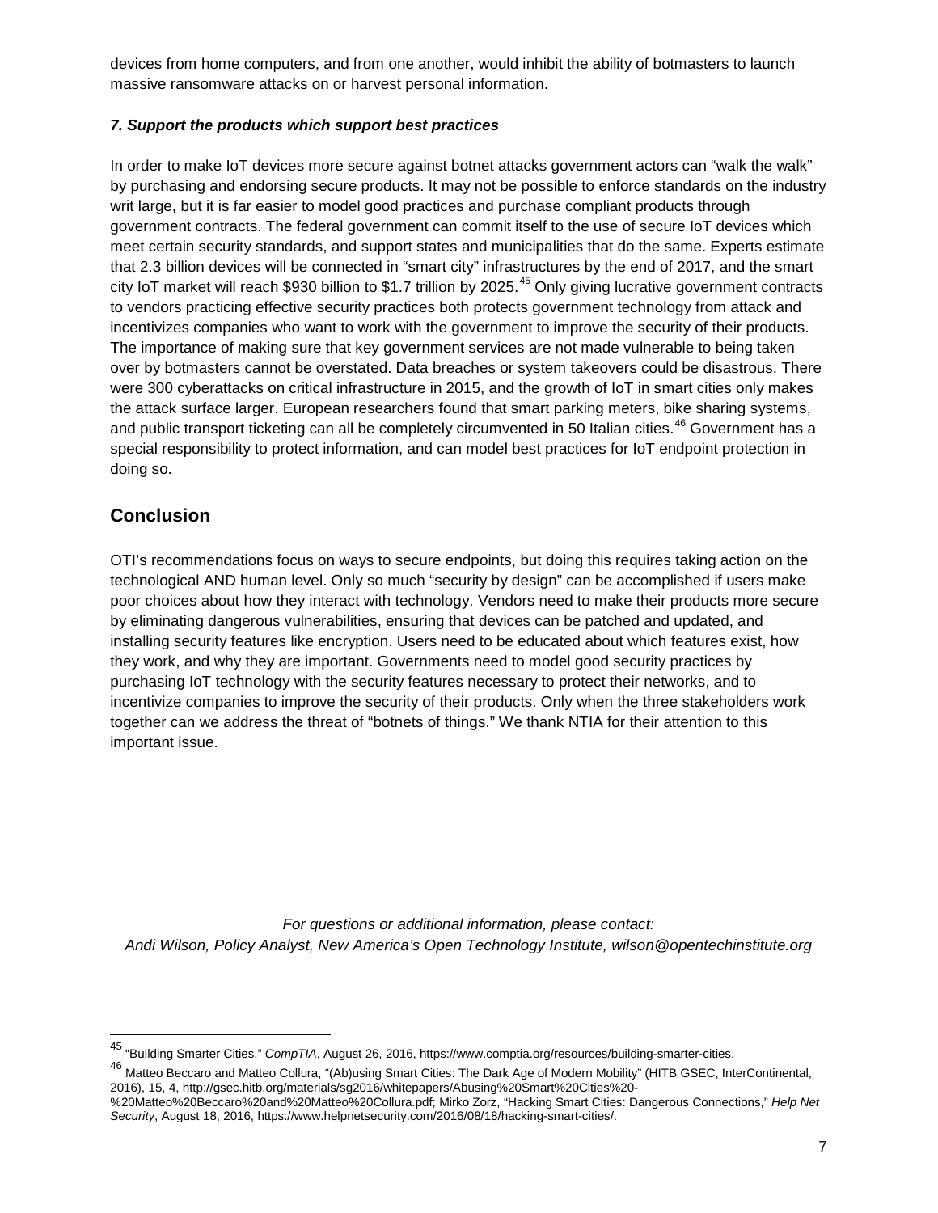devices from home computers, and from one another, would inhibit the ability of botmasters to launch massive ransomware attacks on or harvest personal information.

### *7. Support the products which support best practices*

In order to make IoT devices more secure against botnet attacks government actors can "walk the walk" by purchasing and endorsing secure products. It may not be possible to enforce standards on the industry writ large, but it is far easier to model good practices and purchase compliant products through government contracts. The federal government can commit itself to the use of secure IoT devices which meet certain security standards, and support states and municipalities that do the same. Experts estimate that 2.3 billion devices will be connected in "smart city" infrastructures by the end of 2017, and the smart city IoT market will reach $930 billion to $1.7 trillion by 2025.[45] Only giving lucrative government contracts to vendors practicing effective security practices both protects government technology from attack and incentivizes companies who want to work with the government to improve the security of their products. The importance of making sure that key government services are not made vulnerable to being taken over by botmasters cannot be overstated. Data breaches or system takeovers could be disastrous. There were 300 cyberattacks on critical infrastructure in 2015, and the growth of IoT in smart cities only makes the attack surface larger. European researchers found that smart parking meters, bike sharing systems, and public transport ticketing can all be completely circumvented in 50 Italian cities.[46] Government has a special responsibility to protect information, and can model best practices for IoT endpoint protection in doing so.

## Conclusion

OTI's recommendations focus on ways to secure endpoints, but doing this requires taking action on the technological AND human level. Only so much "security by design" can be accomplished if users make poor choices about how they interact with technology. Vendors need to make their products more secure by eliminating dangerous vulnerabilities, ensuring that devices can be patched and updated, and installing security features like encryption. Users need to be educated about which features exist, how they work, and why they are important. Governments need to model good security practices by purchasing IoT technology with the security features necessary to protect their networks, and to incentivize companies to improve the security of their products. Only when the three stakeholders work together can we address the threat of "botnets of things." We thank NTIA for their attention to this important issue.

*For questions or additional information, please contact:*
*Andi Wilson, Policy Analyst, New America's Open Technology Institute, wilson@opentechinstitute.org*

---

[45] "Building Smarter Cities," *CompTIA*, August 26, 2016, https://www.comptia.org/resources/building-smarter-cities.

[46] Matteo Beccaro and Matteo Collura, "(Ab)using Smart Cities: The Dark Age of Modern Mobility" (HITB GSEC, InterContinental, 2016), 15, 4, http://gsec.hitb.org/materials/sg2016/whitepapers/Abusing%20Smart%20Cities%20-%20Matteo%20Beccaro%20and%20Matteo%20Collura.pdf; Mirko Zorz, "Hacking Smart Cities: Dangerous Connections," *Help Net Security*, August 18, 2016, https://www.helpnetsecurity.com/2016/08/18/hacking-smart-cities/.